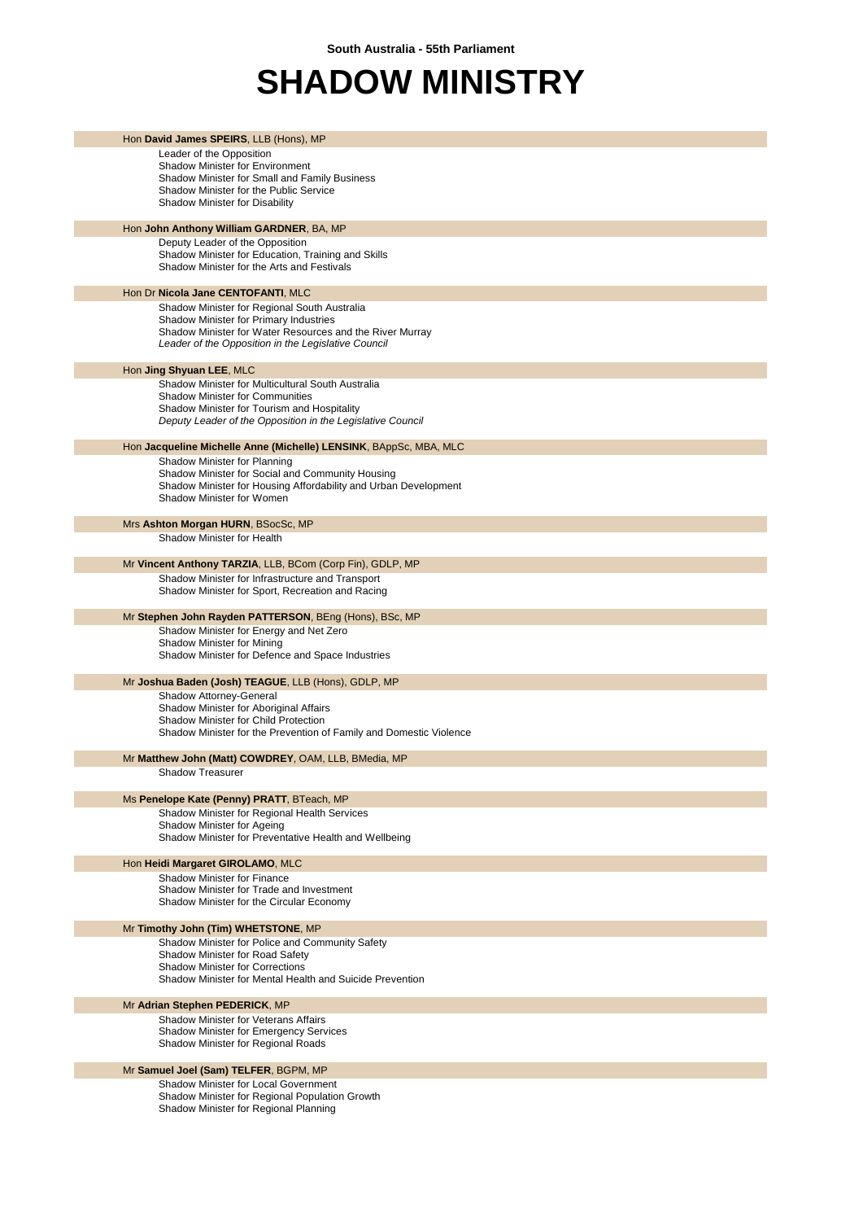South Australia - 55th Parliament

# SHADOW MINISTRY

Hon **David James SPEIRS**, LLB (Hons), MP

- Leader of the Opposition
- Shadow Minister for Environment
- Shadow Minister for Small and Family Business
- Shadow Minister for the Public Service
- Shadow Minister for Disability

Hon **John Anthony William GARDNER**, BA, MP

- Deputy Leader of the Opposition
- Shadow Minister for Education, Training and Skills
- Shadow Minister for the Arts and Festivals

Hon Dr **Nicola Jane CENTOFANTI**, MLC

- Shadow Minister for Regional South Australia
- Shadow Minister for Primary Industries
- Shadow Minister for Water Resources and the River Murray
- *Leader of the Opposition in the Legislative Council*

Hon **Jing Shyuan LEE**, MLC

- Shadow Minister for Multicultural South Australia
- Shadow Minister for Communities
- Shadow Minister for Tourism and Hospitality
- *Deputy Leader of the Opposition in the Legislative Council*

Hon **Jacqueline Michelle Anne (Michelle) LENSINK**, BAppSc, MBA, MLC

- Shadow Minister for Planning
- Shadow Minister for Social and Community Housing
- Shadow Minister for Housing Affordability and Urban Development
- Shadow Minister for Women

Mrs **Ashton Morgan HURN**, BSocSc, MP

- Shadow Minister for Health

Mr **Vincent Anthony TARZIA**, LLB, BCom (Corp Fin), GDLP, MP

- Shadow Minister for Infrastructure and Transport
- Shadow Minister for Sport, Recreation and Racing

Mr **Stephen John Rayden PATTERSON**, BEng (Hons), BSc, MP

- Shadow Minister for Energy and Net Zero
- Shadow Minister for Mining
- Shadow Minister for Defence and Space Industries

Mr **Joshua Baden (Josh) TEAGUE**, LLB (Hons), GDLP, MP

- Shadow Attorney-General
- Shadow Minister for Aboriginal Affairs
- Shadow Minister for Child Protection
- Shadow Minister for the Prevention of Family and Domestic Violence

Mr **Matthew John (Matt) COWDREY**, OAM, LLB, BMedia, MP

- Shadow Treasurer

Ms **Penelope Kate (Penny) PRATT**, BTeach, MP

- Shadow Minister for Regional Health Services
- Shadow Minister for Ageing
- Shadow Minister for Preventative Health and Wellbeing

Hon **Heidi Margaret GIROLAMO**, MLC

- Shadow Minister for Finance
- Shadow Minister for Trade and Investment
- Shadow Minister for the Circular Economy

Mr **Timothy John (Tim) WHETSTONE**, MP

- Shadow Minister for Police and Community Safety
- Shadow Minister for Road Safety
- Shadow Minister for Corrections
- Shadow Minister for Mental Health and Suicide Prevention

Mr **Adrian Stephen PEDERICK**, MP

- Shadow Minister for Veterans Affairs
- Shadow Minister for Emergency Services
- Shadow Minister for Regional Roads

Mr **Samuel Joel (Sam) TELFER**, BGPM, MP

- Shadow Minister for Local Government
- Shadow Minister for Regional Population Growth
- Shadow Minister for Regional Planning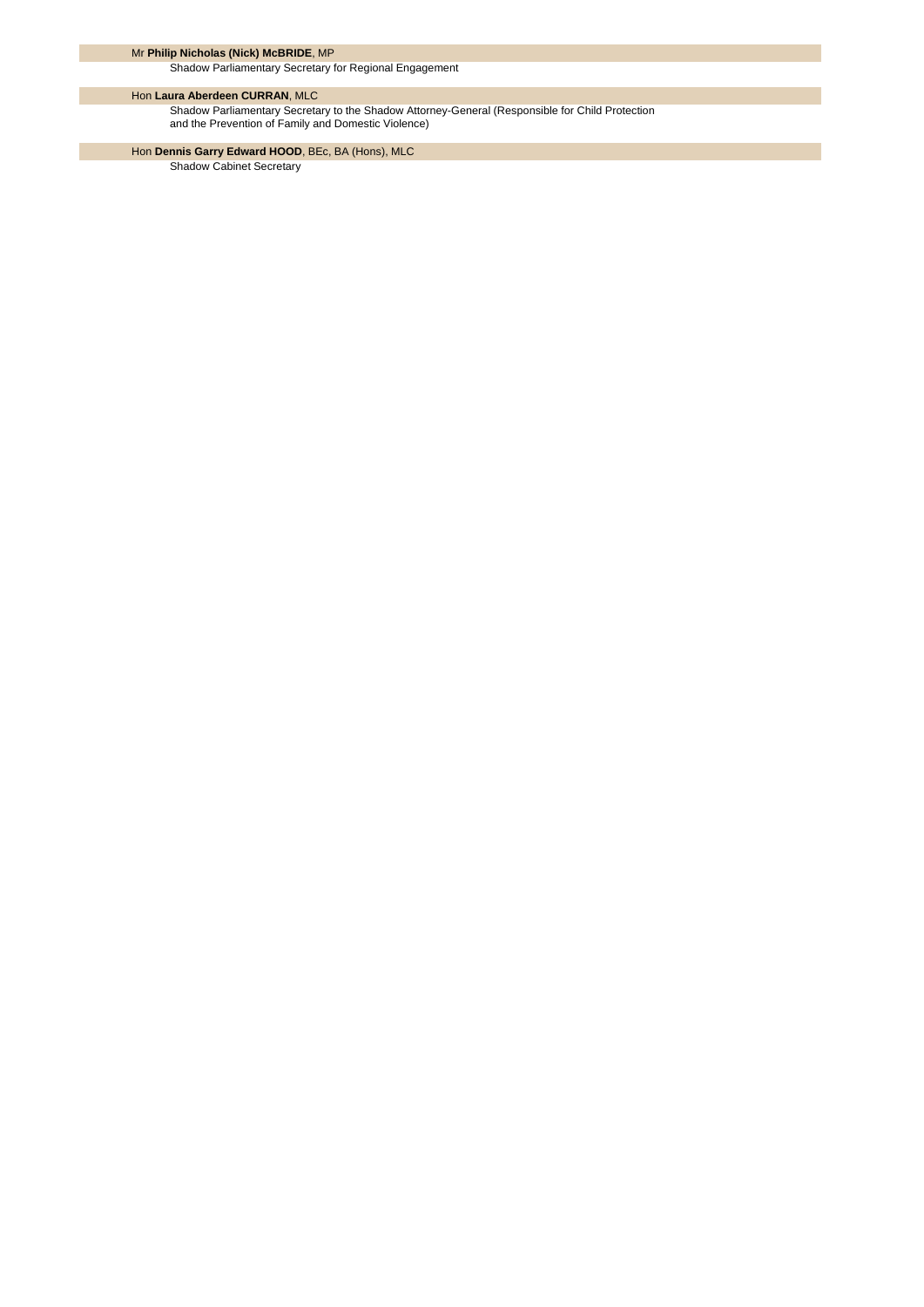Mr **Philip Nicholas (Nick) McBRIDE**, MP

Shadow Parliamentary Secretary for Regional Engagement

Hon **Laura Aberdeen CURRAN**, MLC

Shadow Parliamentary Secretary to the Shadow Attorney-General (Responsible for Child Protection and the Prevention of Family and Domestic Violence)

Hon **Dennis Garry Edward HOOD**, BEc, BA (Hons), MLC

Shadow Cabinet Secretary